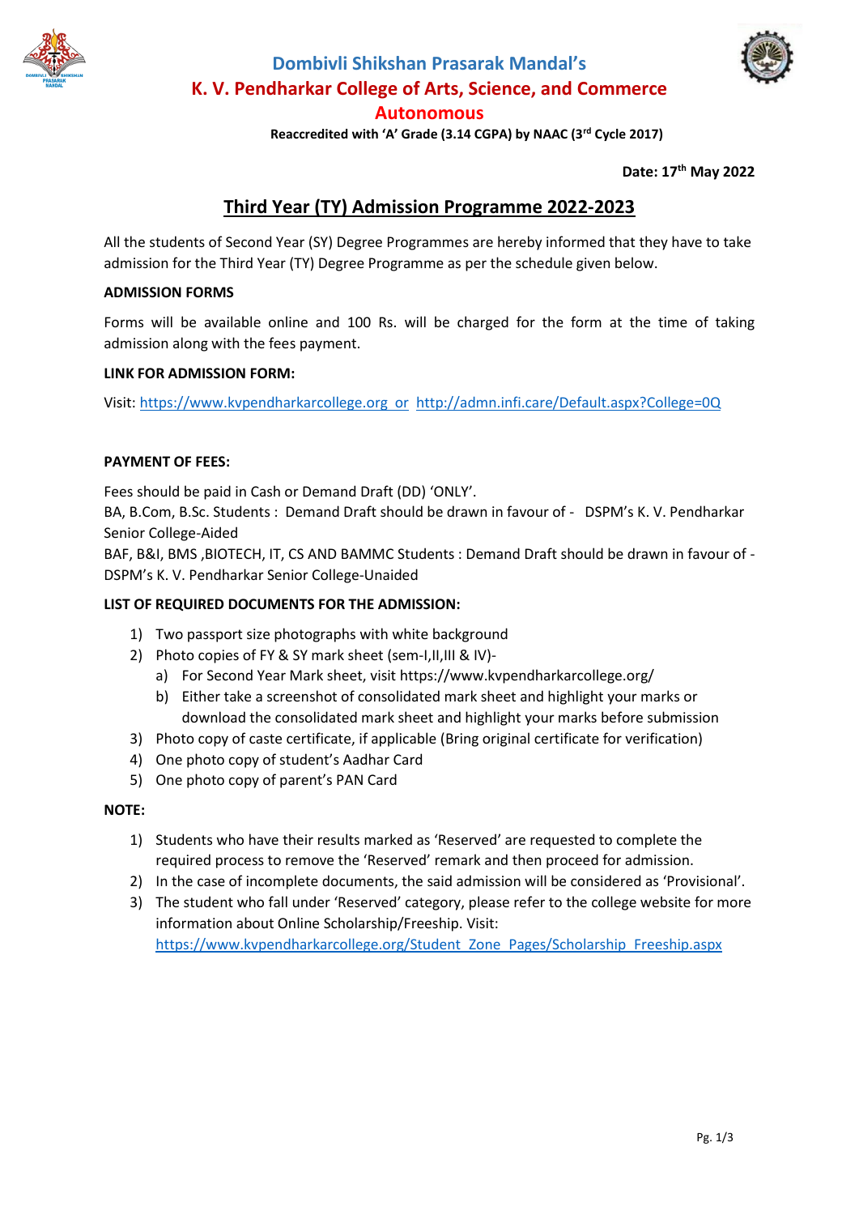# Dombivli Shikshan Prasarak Mandal's
# K. V. Pendharkar College of Arts, Science, and Commerce
# Autonomous

**Reaccredited with 'A' Grade (3.14 CGPA) by NAAC (3rd Cycle 2017)**

**Date: 17th May 2022**

## Third Year (TY) Admission Programme 2022-2023

All the students of Second Year (SY) Degree Programmes are hereby informed that they have to take admission for the Third Year (TY) Degree Programme as per the schedule given below.

**ADMISSION FORMS**

Forms will be available online and 100 Rs. will be charged for the form at the time of taking admission along with the fees payment.

**LINK FOR ADMISSION FORM:**

Visit: https://www.kvpendharkarcollege.org or http://admn.infi.care/Default.aspx?College=0Q

**PAYMENT OF FEES:**

Fees should be paid in Cash or Demand Draft (DD) 'ONLY'.
BA, B.Com, B.Sc. Students : Demand Draft should be drawn in favour of - DSPM's K. V. Pendharkar Senior College-Aided
BAF, B&I, BMS ,BIOTECH, IT, CS AND BAMMC Students : Demand Draft should be drawn in favour of - DSPM's K. V. Pendharkar Senior College-Unaided

**LIST OF REQUIRED DOCUMENTS FOR THE ADMISSION:**

1) Two passport size photographs with white background
2) Photo copies of FY & SY mark sheet (sem-I,II,III & IV)-
   a) For Second Year Mark sheet, visit https://www.kvpendharkarcollege.org/
   b) Either take a screenshot of consolidated mark sheet and highlight your marks or download the consolidated mark sheet and highlight your marks before submission
3) Photo copy of caste certificate, if applicable (Bring original certificate for verification)
4) One photo copy of student's Aadhar Card
5) One photo copy of parent's PAN Card

**NOTE:**

1) Students who have their results marked as 'Reserved' are requested to complete the required process to remove the 'Reserved' remark and then proceed for admission.
2) In the case of incomplete documents, the said admission will be considered as 'Provisional'.
3) The student who fall under 'Reserved' category, please refer to the college website for more information about Online Scholarship/Freeship. Visit: https://www.kvpendharkarcollege.org/Student_Zone_Pages/Scholarship_Freeship.aspx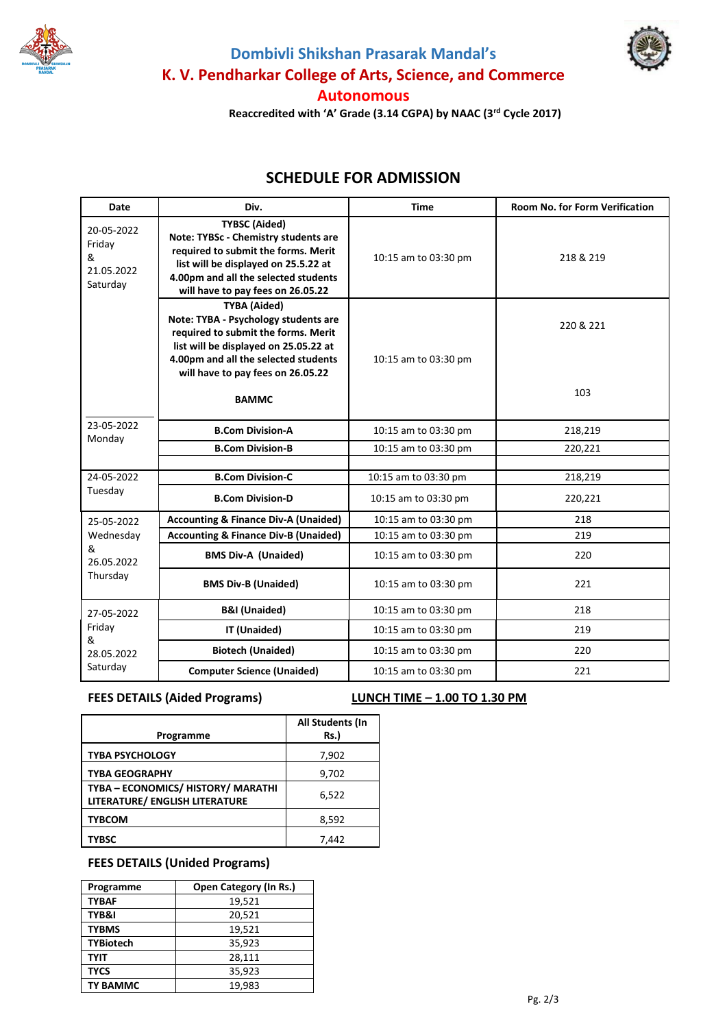# Dombivli Shikshan Prasarak Mandal's

# K. V. Pendharkar College of Arts, Science, and Commerce

## Autonomous

**Reaccredited with 'A' Grade (3.14 CGPA) by NAAC (3rd Cycle 2017)**

## SCHEDULE FOR ADMISSION

| Date | Div. | Time | Room No. for Form Verification |
|---|---|---|---|
| 20-05-2022 Friday & 21.05.2022 Saturday | **TYBSC (Aided)** **Note: TYBSc - Chemistry students are required to submit the forms. Merit list will be displayed on 25.5.22 at 4.00pm and all the selected students will have to pay fees on 26.05.22** | 10:15 am to 03:30 pm | 218 & 219 |
| | **TYBA (Aided)** **Note: TYBA - Psychology students are required to submit the forms. Merit list will be displayed on 25.05.22 at 4.00pm and all the selected students will have to pay fees on 26.05.22** | 10:15 am to 03:30 pm | 220 & 221 |
| | **BAMMC** | | 103 |
| 23-05-2022 Monday | **B.Com Division-A** | 10:15 am to 03:30 pm | 218,219 |
| | **B.Com Division-B** | 10:15 am to 03:30 pm | 220,221 |
| 24-05-2022 Tuesday | **B.Com Division-C** | 10:15 am to 03:30 pm | 218,219 |
| | **B.Com Division-D** | 10:15 am to 03:30 pm | 220,221 |
| 25-05-2022 Wednesday & 26.05.2022 Thursday | **Accounting & Finance Div-A (Unaided)** | 10:15 am to 03:30 pm | 218 |
| | **Accounting & Finance Div-B (Unaided)** | 10:15 am to 03:30 pm | 219 |
| | **BMS Div-A (Unaided)** | 10:15 am to 03:30 pm | 220 |
| | **BMS Div-B (Unaided)** | 10:15 am to 03:30 pm | 221 |
| 27-05-2022 Friday & 28.05.2022 Saturday | **B&I (Unaided)** | 10:15 am to 03:30 pm | 218 |
| | **IT (Unaided)** | 10:15 am to 03:30 pm | 219 |
| | **Biotech (Unaided)** | 10:15 am to 03:30 pm | 220 |
| | **Computer Science (Unaided)** | 10:15 am to 03:30 pm | 221 |

**FEES DETAILS (Aided Programs)**

**LUNCH TIME – 1.00 TO 1.30 PM**

| Programme | All Students (In Rs.) |
|---|---|
| **TYBA PSYCHOLOGY** | 7,902 |
| **TYBA GEOGRAPHY** | 9,702 |
| **TYBA – ECONOMICS/ HISTORY/ MARATHI LITERATURE/ ENGLISH LITERATURE** | 6,522 |
| **TYBCOM** | 8,592 |
| **TYBSC** | 7,442 |

**FEES DETAILS (Unided Programs)**

| Programme | Open Category (In Rs.) |
|---|---|
| **TYBAF** | 19,521 |
| **TYB&I** | 20,521 |
| **TYBMS** | 19,521 |
| **TYBiotech** | 35,923 |
| **TYIT** | 28,111 |
| **TYCS** | 35,923 |
| **TY BAMMC** | 19,983 |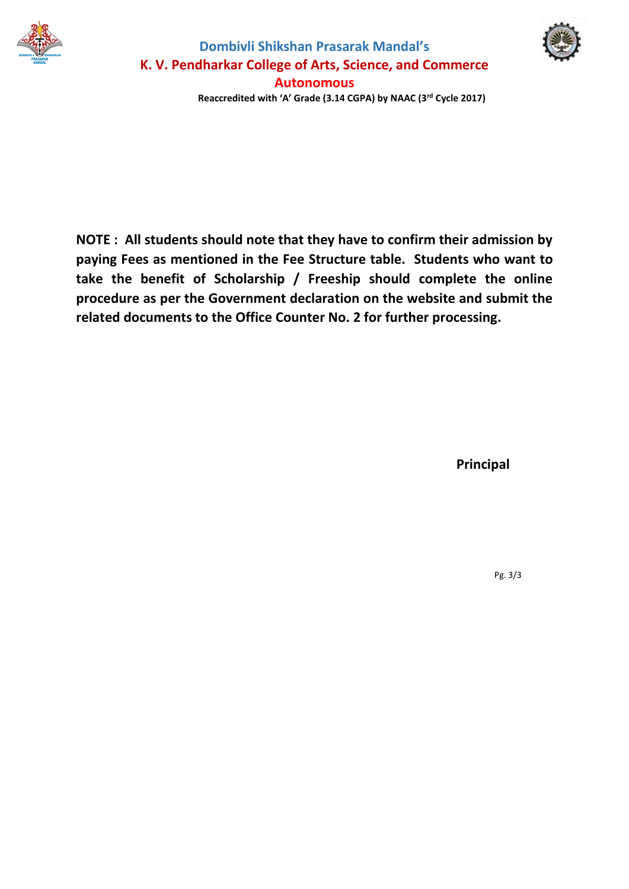Dombivli Shikshan Prasarak Mandal's

K. V. Pendharkar College of Arts, Science, and Commerce

Autonomous

**Reaccredited with 'A' Grade (3.14 CGPA) by NAAC (3rd Cycle 2017)**

**NOTE : All students should note that they have to confirm their admission by paying Fees as mentioned in the Fee Structure table. Students who want to take the benefit of Scholarship / Freeship should complete the online procedure as per the Government declaration on the website and submit the related documents to the Office Counter No. 2 for further processing.**

**Principal**